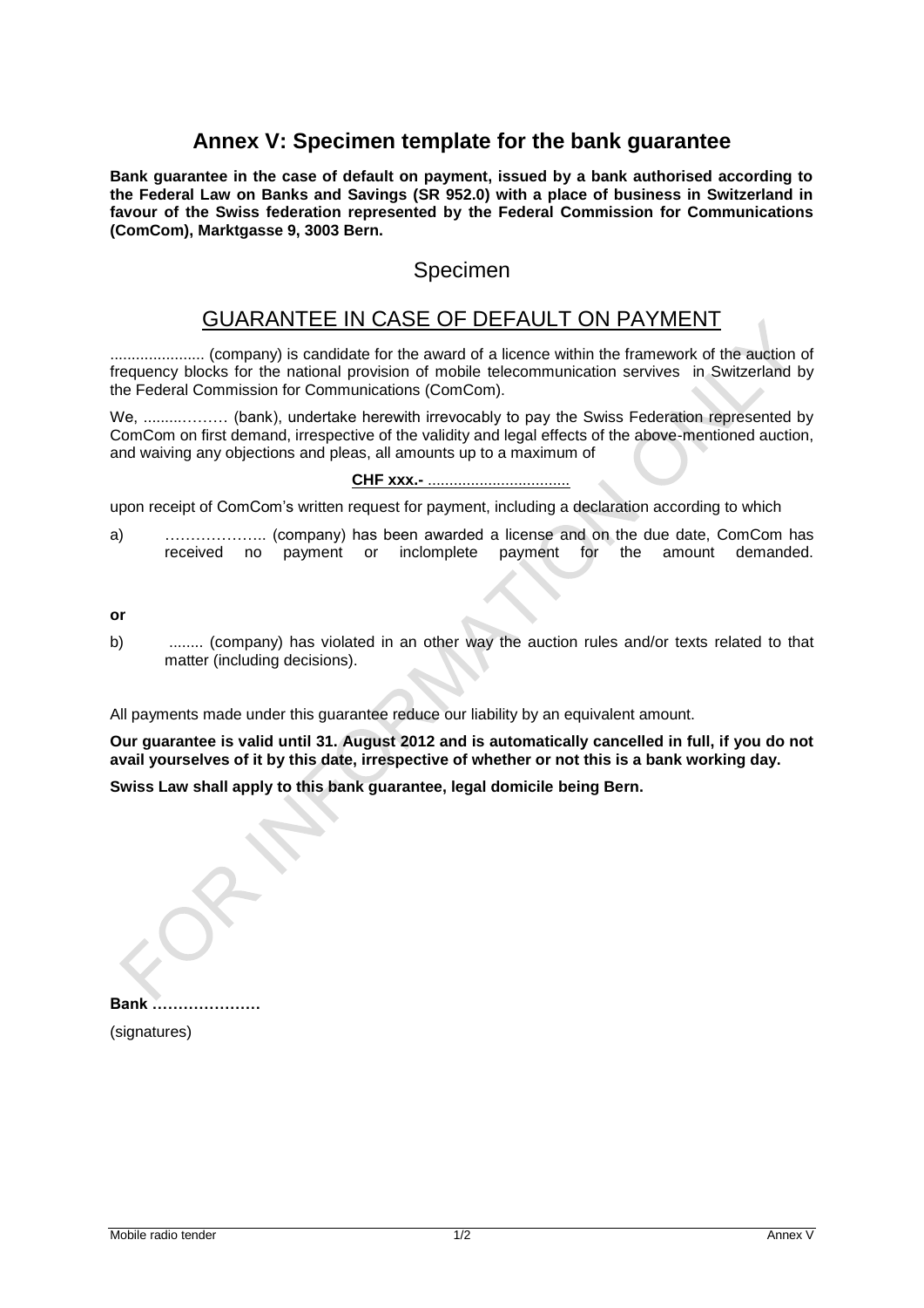# Annex V: Specimen template for the bank guarantee

**Bank guarantee in the case of default on payment, issued by a bank authorised according to the Federal Law on Banks and Savings (SR 952.0) with a place of business in Switzerland in favour of the Swiss federation represented by the Federal Commission for Communications (ComCom), Marktgasse 9, 3003 Bern.**

## Specimen

## GUARANTEE IN CASE OF DEFAULT ON PAYMENT

...................... (company) is candidate for the award of a licence within the framework of the auction of frequency blocks for the national provision of mobile telecommunication servives in Switzerland by the Federal Commission for Communications (ComCom).

We, .........……… (bank), undertake herewith irrevocably to pay the Swiss Federation represented by ComCom on first demand, irrespective of the validity and legal effects of the above-mentioned auction, and waiving any objections and pleas, all amounts up to a maximum of

**CHF xxx.-** .................................

upon receipt of ComCom's written request for payment, including a declaration according to which

a) ……………….. (company) has been awarded a license and on the due date, ComCom has received no payment or inclomplete payment for the amount demanded.

**or**

b) ........ (company) has violated in an other way the auction rules and/or texts related to that matter (including decisions).

All payments made under this guarantee reduce our liability by an equivalent amount.

**Our guarantee is valid until 31. August 2012 and is automatically cancelled in full, if you do not avail yourselves of it by this date, irrespective of whether or not this is a bank working day.**

**Swiss Law shall apply to this bank guarantee, legal domicile being Bern.**

**Bank …………………**

(signatures)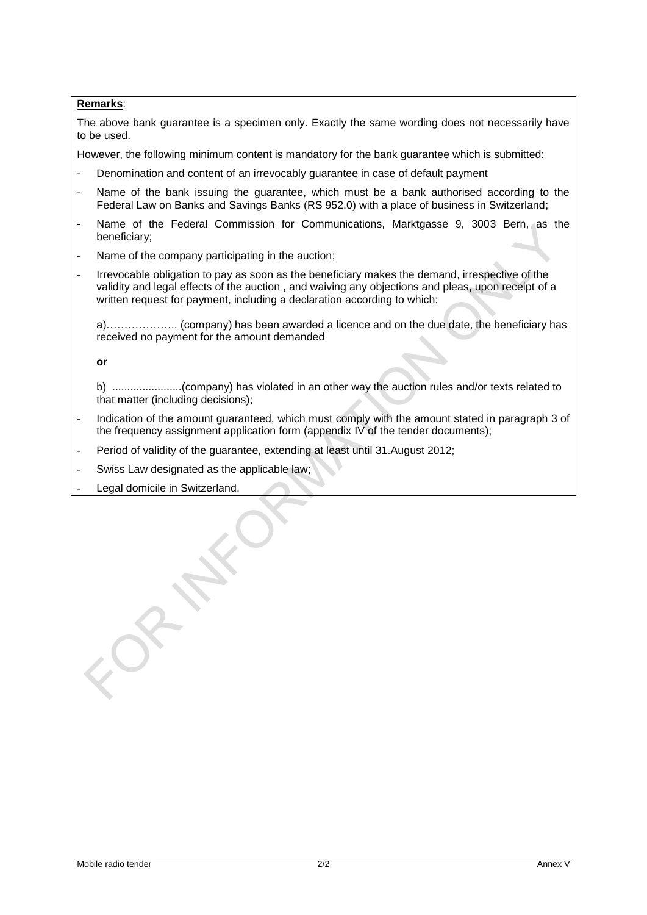**Remarks**:

The above bank guarantee is a specimen only. Exactly the same wording does not necessarily have to be used.

However, the following minimum content is mandatory for the bank guarantee which is submitted:

- Denomination and content of an irrevocably guarantee in case of default payment
- Name of the bank issuing the guarantee, which must be a bank authorised according to the Federal Law on Banks and Savings Banks (RS 952.0) with a place of business in Switzerland;
- Name of the Federal Commission for Communications, Marktgasse 9, 3003 Bern, as the beneficiary;
- Name of the company participating in the auction;
- Irrevocable obligation to pay as soon as the beneficiary makes the demand, irrespective of the validity and legal effects of the auction , and waiving any objections and pleas, upon receipt of a written request for payment, including a declaration according to which:

  a)……………….. (company) has been awarded a licence and on the due date, the beneficiary has received no payment for the amount demanded

  **or**

  b) .......................(company) has violated in an other way the auction rules and/or texts related to that matter (including decisions);
- Indication of the amount guaranteed, which must comply with the amount stated in paragraph 3 of the frequency assignment application form (appendix IV of the tender documents);
- Period of validity of the guarantee, extending at least until 31.August 2012;
- Swiss Law designated as the applicable law;
- Legal domicile in Switzerland.